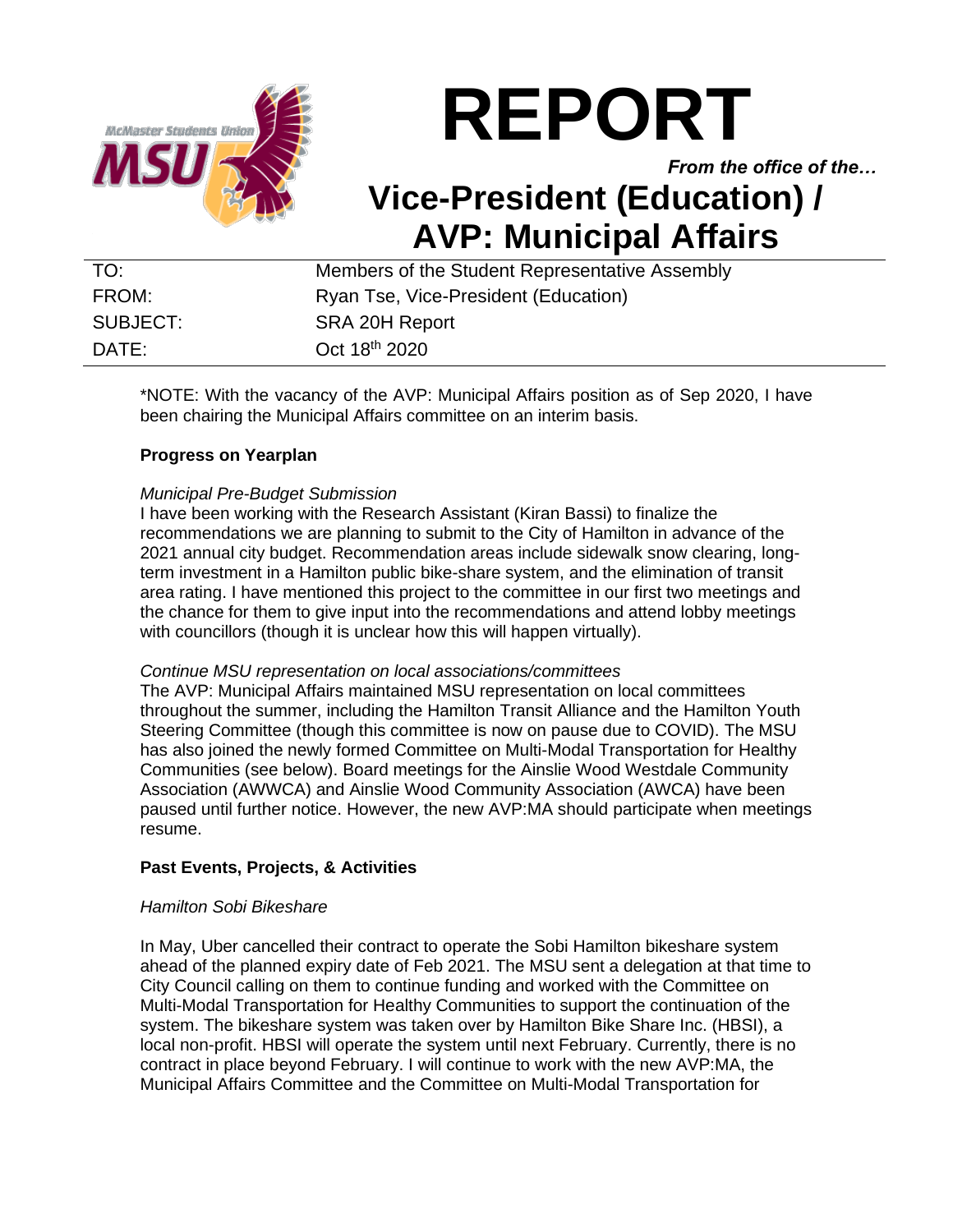# REPORT

*From the office of the…*

## Vice-President (Education) / AVP: Municipal Affairs

| | |
|---|---|
| TO: | Members of the Student Representative Assembly |
| FROM: | Ryan Tse, Vice-President (Education) |
| SUBJECT: | SRA 20H Report |
| DATE: | Oct 18th 2020 |

*NOTE: With the vacancy of the AVP: Municipal Affairs position as of Sep 2020, I have been chairing the Municipal Affairs committee on an interim basis.

**Progress on Yearplan**

*Municipal Pre-Budget Submission*

I have been working with the Research Assistant (Kiran Bassi) to finalize the recommendations we are planning to submit to the City of Hamilton in advance of the 2021 annual city budget. Recommendation areas include sidewalk snow clearing, long-term investment in a Hamilton public bike-share system, and the elimination of transit area rating. I have mentioned this project to the committee in our first two meetings and the chance for them to give input into the recommendations and attend lobby meetings with councillors (though it is unclear how this will happen virtually).

*Continue MSU representation on local associations/committees*

The AVP: Municipal Affairs maintained MSU representation on local committees throughout the summer, including the Hamilton Transit Alliance and the Hamilton Youth Steering Committee (though this committee is now on pause due to COVID). The MSU has also joined the newly formed Committee on Multi-Modal Transportation for Healthy Communities (see below). Board meetings for the Ainslie Wood Westdale Community Association (AWWCA) and Ainslie Wood Community Association (AWCA) have been paused until further notice. However, the new AVP:MA should participate when meetings resume.

**Past Events, Projects, & Activities**

*Hamilton Sobi Bikeshare*

In May, Uber cancelled their contract to operate the Sobi Hamilton bikeshare system ahead of the planned expiry date of Feb 2021. The MSU sent a delegation at that time to City Council calling on them to continue funding and worked with the Committee on Multi-Modal Transportation for Healthy Communities to support the continuation of the system. The bikeshare system was taken over by Hamilton Bike Share Inc. (HBSI), a local non-profit. HBSI will operate the system until next February. Currently, there is no contract in place beyond February. I will continue to work with the new AVP:MA, the Municipal Affairs Committee and the Committee on Multi-Modal Transportation for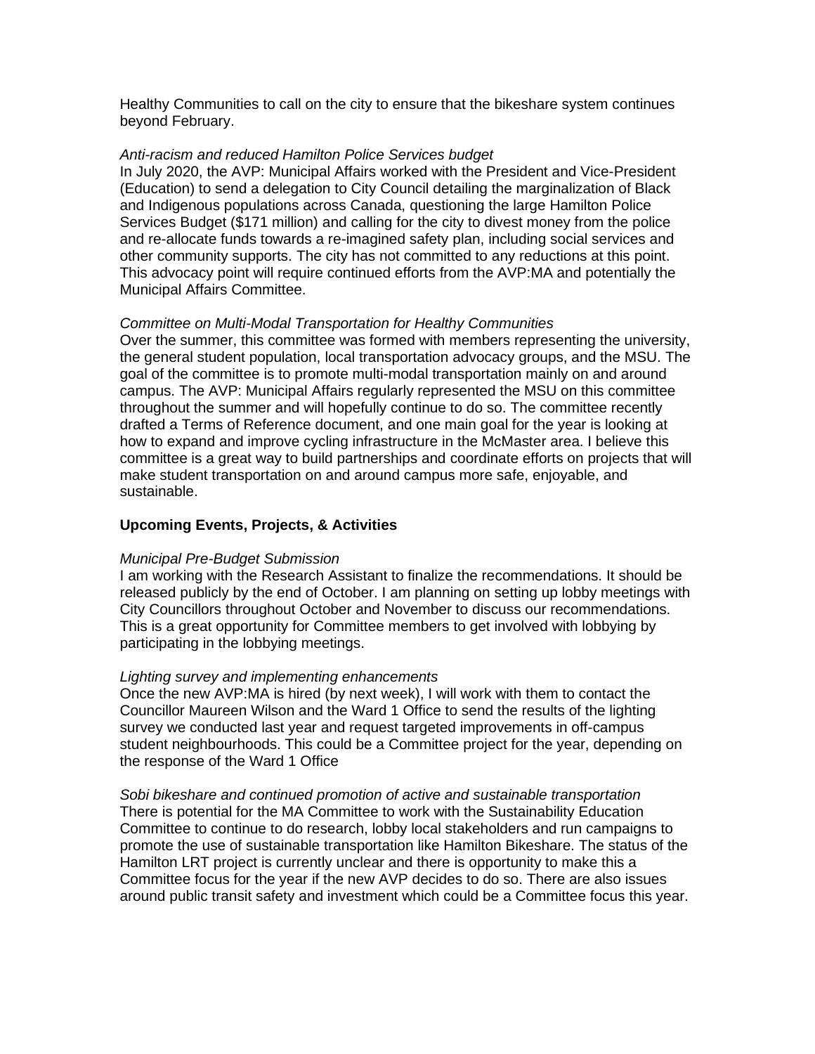Healthy Communities to call on the city to ensure that the bikeshare system continues beyond February.

*Anti-racism and reduced Hamilton Police Services budget*

In July 2020, the AVP: Municipal Affairs worked with the President and Vice-President (Education) to send a delegation to City Council detailing the marginalization of Black and Indigenous populations across Canada, questioning the large Hamilton Police Services Budget ($171 million) and calling for the city to divest money from the police and re-allocate funds towards a re-imagined safety plan, including social services and other community supports. The city has not committed to any reductions at this point. This advocacy point will require continued efforts from the AVP:MA and potentially the Municipal Affairs Committee.

*Committee on Multi-Modal Transportation for Healthy Communities*

Over the summer, this committee was formed with members representing the university, the general student population, local transportation advocacy groups, and the MSU. The goal of the committee is to promote multi-modal transportation mainly on and around campus. The AVP: Municipal Affairs regularly represented the MSU on this committee throughout the summer and will hopefully continue to do so. The committee recently drafted a Terms of Reference document, and one main goal for the year is looking at how to expand and improve cycling infrastructure in the McMaster area. I believe this committee is a great way to build partnerships and coordinate efforts on projects that will make student transportation on and around campus more safe, enjoyable, and sustainable.

**Upcoming Events, Projects, & Activities**

*Municipal Pre-Budget Submission*

I am working with the Research Assistant to finalize the recommendations. It should be released publicly by the end of October. I am planning on setting up lobby meetings with City Councillors throughout October and November to discuss our recommendations. This is a great opportunity for Committee members to get involved with lobbying by participating in the lobbying meetings.

*Lighting survey and implementing enhancements*

Once the new AVP:MA is hired (by next week), I will work with them to contact the Councillor Maureen Wilson and the Ward 1 Office to send the results of the lighting survey we conducted last year and request targeted improvements in off-campus student neighbourhoods. This could be a Committee project for the year, depending on the response of the Ward 1 Office

*Sobi bikeshare and continued promotion of active and sustainable transportation*

There is potential for the MA Committee to work with the Sustainability Education Committee to continue to do research, lobby local stakeholders and run campaigns to promote the use of sustainable transportation like Hamilton Bikeshare. The status of the Hamilton LRT project is currently unclear and there is opportunity to make this a Committee focus for the year if the new AVP decides to do so. There are also issues around public transit safety and investment which could be a Committee focus this year.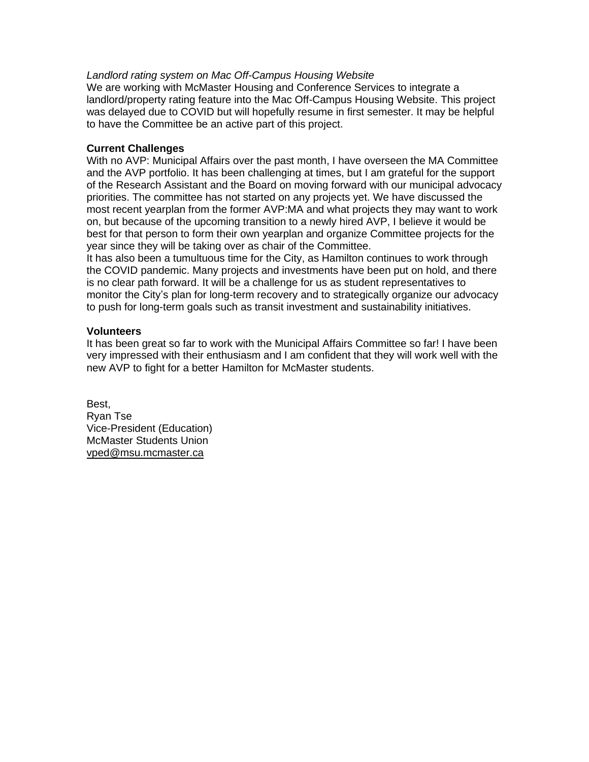*Landlord rating system on Mac Off-Campus Housing Website*
We are working with McMaster Housing and Conference Services to integrate a landlord/property rating feature into the Mac Off-Campus Housing Website. This project was delayed due to COVID but will hopefully resume in first semester. It may be helpful to have the Committee be an active part of this project.

**Current Challenges**
With no AVP: Municipal Affairs over the past month, I have overseen the MA Committee and the AVP portfolio. It has been challenging at times, but I am grateful for the support of the Research Assistant and the Board on moving forward with our municipal advocacy priorities. The committee has not started on any projects yet. We have discussed the most recent yearplan from the former AVP:MA and what projects they may want to work on, but because of the upcoming transition to a newly hired AVP, I believe it would be best for that person to form their own yearplan and organize Committee projects for the year since they will be taking over as chair of the Committee.
It has also been a tumultuous time for the City, as Hamilton continues to work through the COVID pandemic. Many projects and investments have been put on hold, and there is no clear path forward. It will be a challenge for us as student representatives to monitor the City's plan for long-term recovery and to strategically organize our advocacy to push for long-term goals such as transit investment and sustainability initiatives.

**Volunteers**
It has been great so far to work with the Municipal Affairs Committee so far! I have been very impressed with their enthusiasm and I am confident that they will work well with the new AVP to fight for a better Hamilton for McMaster students.

Best,
Ryan Tse
Vice-President (Education)
McMaster Students Union
vped@msu.mcmaster.ca